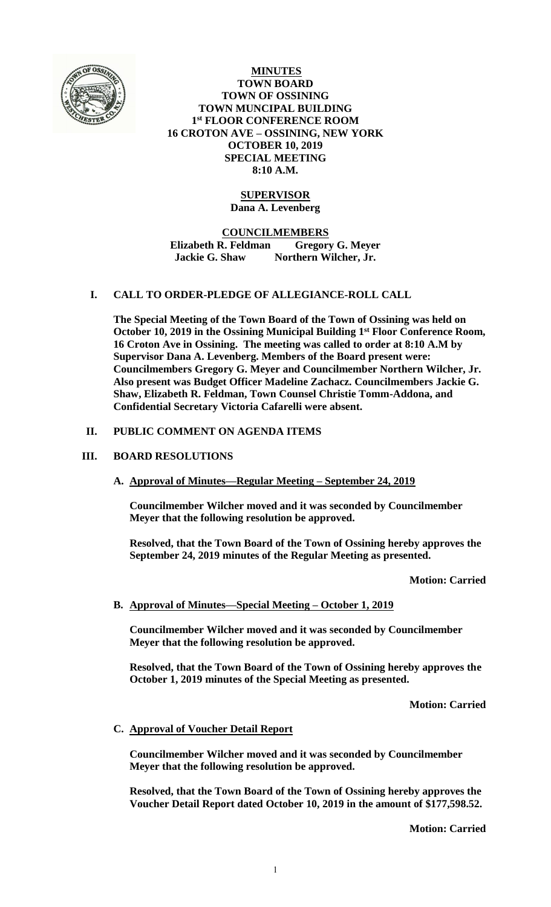# MINUTES
## TOWN BOARD
## TOWN OF OSSINING
## TOWN MUNCIPAL BUILDING
## 1st FLOOR CONFERENCE ROOM
## 16 CROTON AVE – OSSINING, NEW YORK
## OCTOBER 10, 2019
## SPECIAL MEETING
## 8:10 A.M.

**SUPERVISOR**
**Dana A. Levenberg**

**COUNCILMEMBERS**
**Elizabeth R. Feldman    Gregory G. Meyer**
**Jackie G. Shaw    Northern Wilcher, Jr.**

## I. CALL TO ORDER-PLEDGE OF ALLEGIANCE-ROLL CALL

**The Special Meeting of the Town Board of the Town of Ossining was held on October 10, 2019 in the Ossining Municipal Building 1st Floor Conference Room, 16 Croton Ave in Ossining. The meeting was called to order at 8:10 A.M by Supervisor Dana A. Levenberg. Members of the Board present were: Councilmembers Gregory G. Meyer and Councilmember Northern Wilcher, Jr. Also present was Budget Officer Madeline Zachacz. Councilmembers Jackie G. Shaw, Elizabeth R. Feldman, Town Counsel Christie Tomm-Addona, and Confidential Secretary Victoria Cafarelli were absent.**

## II. PUBLIC COMMENT ON AGENDA ITEMS

## III. BOARD RESOLUTIONS

### A. Approval of Minutes—Regular Meeting – September 24, 2019

**Councilmember Wilcher moved and it was seconded by Councilmember Meyer that the following resolution be approved.**

**Resolved, that the Town Board of the Town of Ossining hereby approves the September 24, 2019 minutes of the Regular Meeting as presented.**

**Motion: Carried**

### B. Approval of Minutes—Special Meeting – October 1, 2019

**Councilmember Wilcher moved and it was seconded by Councilmember Meyer that the following resolution be approved.**

**Resolved, that the Town Board of the Town of Ossining hereby approves the October 1, 2019 minutes of the Special Meeting as presented.**

**Motion: Carried**

### C. Approval of Voucher Detail Report

**Councilmember Wilcher moved and it was seconded by Councilmember Meyer that the following resolution be approved.**

**Resolved, that the Town Board of the Town of Ossining hereby approves the Voucher Detail Report dated October 10, 2019 in the amount of $177,598.52.**

**Motion: Carried**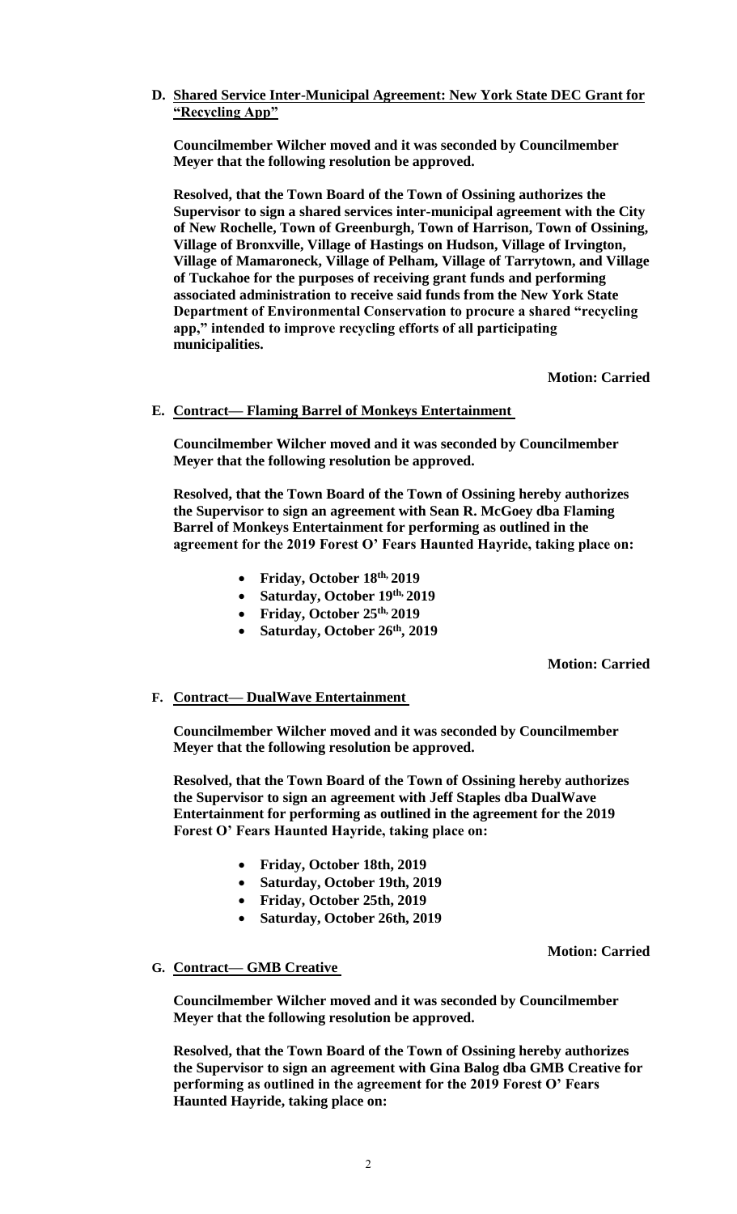**D. <u>Shared Service Inter-Municipal Agreement: New York State DEC Grant for "Recycling App"</u>**

**Councilmember Wilcher moved and it was seconded by Councilmember Meyer that the following resolution be approved.**

**Resolved, that the Town Board of the Town of Ossining authorizes the Supervisor to sign a shared services inter-municipal agreement with the City of New Rochelle, Town of Greenburgh, Town of Harrison, Town of Ossining, Village of Bronxville, Village of Hastings on Hudson, Village of Irvington, Village of Mamaroneck, Village of Pelham, Village of Tarrytown, and Village of Tuckahoe for the purposes of receiving grant funds and performing associated administration to receive said funds from the New York State Department of Environmental Conservation to procure a shared "recycling app," intended to improve recycling efforts of all participating municipalities.**

**Motion: Carried**

**E. <u>Contract— Flaming Barrel of Monkeys Entertainment</u>**

**Councilmember Wilcher moved and it was seconded by Councilmember Meyer that the following resolution be approved.**

**Resolved, that the Town Board of the Town of Ossining hereby authorizes the Supervisor to sign an agreement with Sean R. McGoey dba Flaming Barrel of Monkeys Entertainment for performing as outlined in the agreement for the 2019 Forest O' Fears Haunted Hayride, taking place on:**

- **Friday, October 18th, 2019**
- **Saturday, October 19th, 2019**
- **Friday, October 25th, 2019**
- **Saturday, October 26th, 2019**

**Motion: Carried**

**F. <u>Contract— DualWave Entertainment</u>**

**Councilmember Wilcher moved and it was seconded by Councilmember Meyer that the following resolution be approved.**

**Resolved, that the Town Board of the Town of Ossining hereby authorizes the Supervisor to sign an agreement with Jeff Staples dba DualWave Entertainment for performing as outlined in the agreement for the 2019 Forest O' Fears Haunted Hayride, taking place on:**

- **Friday, October 18th, 2019**
- **Saturday, October 19th, 2019**
- **Friday, October 25th, 2019**
- **Saturday, October 26th, 2019**

**Motion: Carried**

**G. <u>Contract— GMB Creative</u>**

**Councilmember Wilcher moved and it was seconded by Councilmember Meyer that the following resolution be approved.**

**Resolved, that the Town Board of the Town of Ossining hereby authorizes the Supervisor to sign an agreement with Gina Balog dba GMB Creative for performing as outlined in the agreement for the 2019 Forest O' Fears Haunted Hayride, taking place on:**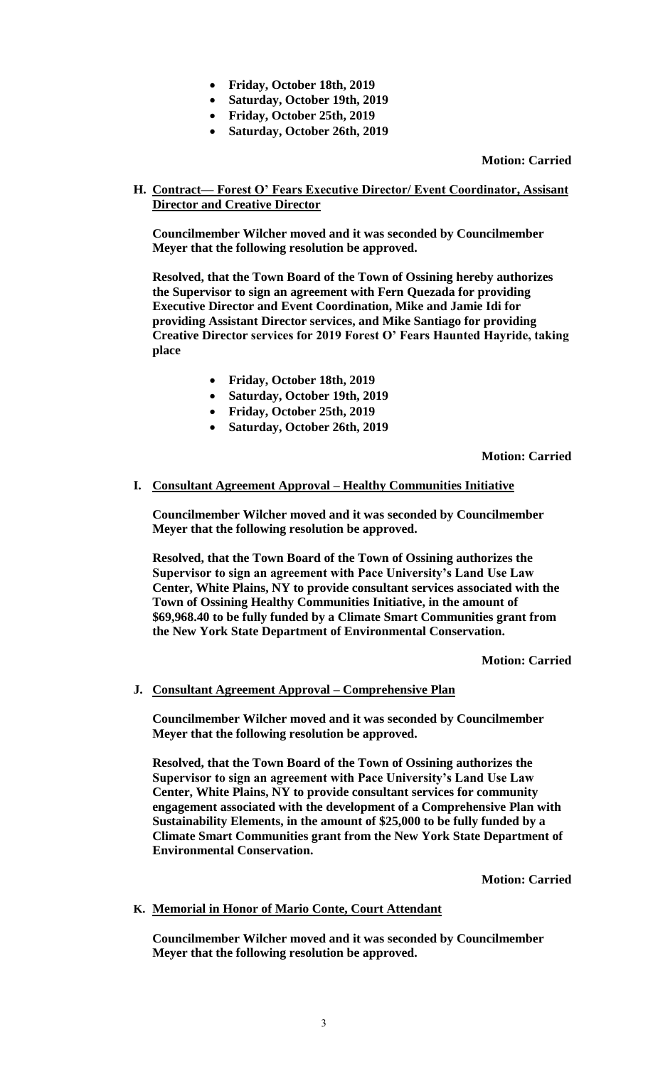- **Friday, October 18th, 2019**
- **Saturday, October 19th, 2019**
- **Friday, October 25th, 2019**
- **Saturday, October 26th, 2019**

**Motion: Carried**

**H. Contract— Forest O' Fears Executive Director/ Event Coordinator, Assisant Director and Creative Director**

**Councilmember Wilcher moved and it was seconded by Councilmember Meyer that the following resolution be approved.**

**Resolved, that the Town Board of the Town of Ossining hereby authorizes the Supervisor to sign an agreement with Fern Quezada for providing Executive Director and Event Coordination, Mike and Jamie Idi for providing Assistant Director services, and Mike Santiago for providing Creative Director services for 2019 Forest O' Fears Haunted Hayride, taking place**

- **Friday, October 18th, 2019**
- **Saturday, October 19th, 2019**
- **Friday, October 25th, 2019**
- **Saturday, October 26th, 2019**

**Motion: Carried**

**I. Consultant Agreement Approval – Healthy Communities Initiative**

**Councilmember Wilcher moved and it was seconded by Councilmember Meyer that the following resolution be approved.**

**Resolved, that the Town Board of the Town of Ossining authorizes the Supervisor to sign an agreement with Pace University's Land Use Law Center, White Plains, NY to provide consultant services associated with the Town of Ossining Healthy Communities Initiative, in the amount of $69,968.40 to be fully funded by a Climate Smart Communities grant from the New York State Department of Environmental Conservation.**

**Motion: Carried**

**J. Consultant Agreement Approval – Comprehensive Plan**

**Councilmember Wilcher moved and it was seconded by Councilmember Meyer that the following resolution be approved.**

**Resolved, that the Town Board of the Town of Ossining authorizes the Supervisor to sign an agreement with Pace University's Land Use Law Center, White Plains, NY to provide consultant services for community engagement associated with the development of a Comprehensive Plan with Sustainability Elements, in the amount of $25,000 to be fully funded by a Climate Smart Communities grant from the New York State Department of Environmental Conservation.**

**Motion: Carried**

**K. Memorial in Honor of Mario Conte, Court Attendant**

**Councilmember Wilcher moved and it was seconded by Councilmember Meyer that the following resolution be approved.**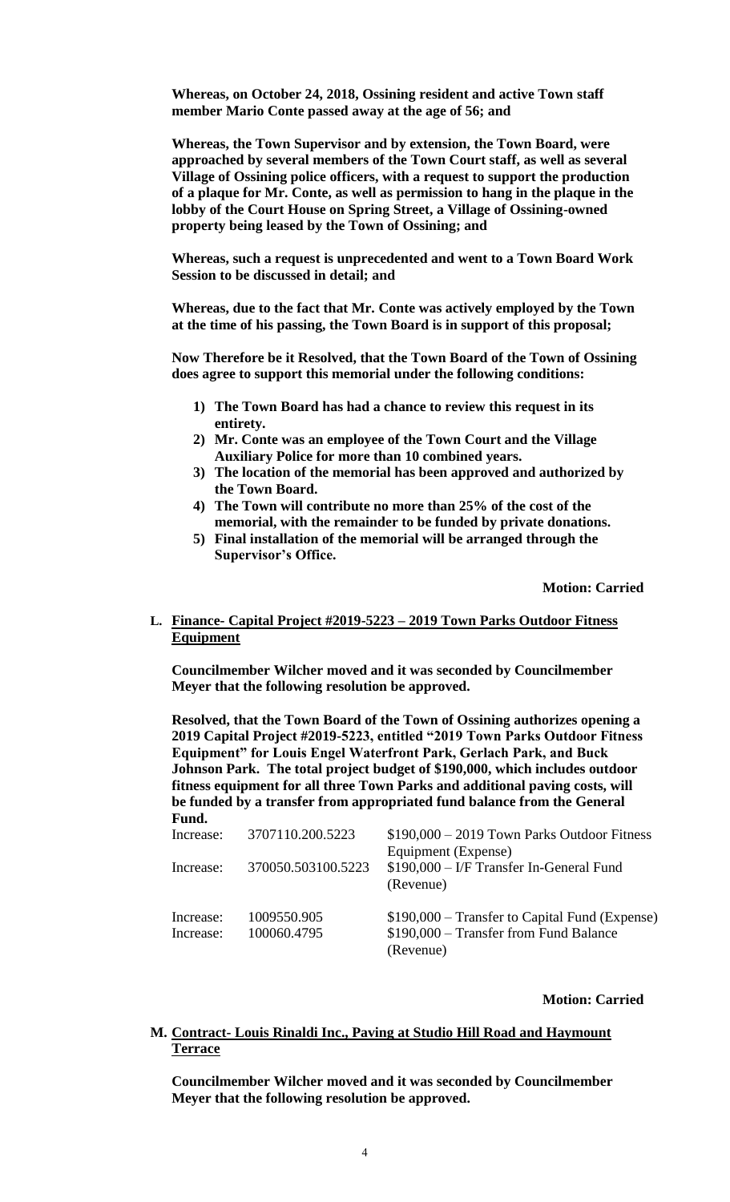**Whereas, on October 24, 2018, Ossining resident and active Town staff member Mario Conte passed away at the age of 56; and**

**Whereas, the Town Supervisor and by extension, the Town Board, were approached by several members of the Town Court staff, as well as several Village of Ossining police officers, with a request to support the production of a plaque for Mr. Conte, as well as permission to hang in the plaque in the lobby of the Court House on Spring Street, a Village of Ossining-owned property being leased by the Town of Ossining; and**

**Whereas, such a request is unprecedented and went to a Town Board Work Session to be discussed in detail; and**

**Whereas, due to the fact that Mr. Conte was actively employed by the Town at the time of his passing, the Town Board is in support of this proposal;**

**Now Therefore be it Resolved, that the Town Board of the Town of Ossining does agree to support this memorial under the following conditions:**

1) **The Town Board has had a chance to review this request in its entirety.**
2) **Mr. Conte was an employee of the Town Court and the Village Auxiliary Police for more than 10 combined years.**
3) **The location of the memorial has been approved and authorized by the Town Board.**
4) **The Town will contribute no more than 25% of the cost of the memorial, with the remainder to be funded by private donations.**
5) **Final installation of the memorial will be arranged through the Supervisor's Office.**

**Motion: Carried**

**L. Finance- Capital Project #2019-5223 – 2019 Town Parks Outdoor Fitness Equipment**

**Councilmember Wilcher moved and it was seconded by Councilmember Meyer that the following resolution be approved.**

**Resolved, that the Town Board of the Town of Ossining authorizes opening a 2019 Capital Project #2019-5223, entitled "2019 Town Parks Outdoor Fitness Equipment" for Louis Engel Waterfront Park, Gerlach Park, and Buck Johnson Park. The total project budget of $190,000, which includes outdoor fitness equipment for all three Town Parks and additional paving costs, will be funded by a transfer from appropriated fund balance from the General Fund.**

| | | |
|---|---|---|
| Increase: | 3707110.200.5223 | $190,000 – 2019 Town Parks Outdoor Fitness Equipment (Expense) |
| Increase: | 370050.503100.5223 | $190,000 – I/F Transfer In-General Fund (Revenue) |
| Increase: | 1009550.905 | $190,000 – Transfer to Capital Fund (Expense) |
| Increase: | 100060.4795 | $190,000 – Transfer from Fund Balance (Revenue) |

**Motion: Carried**

**M. Contract- Louis Rinaldi Inc., Paving at Studio Hill Road and Haymount Terrace**

**Councilmember Wilcher moved and it was seconded by Councilmember Meyer that the following resolution be approved.**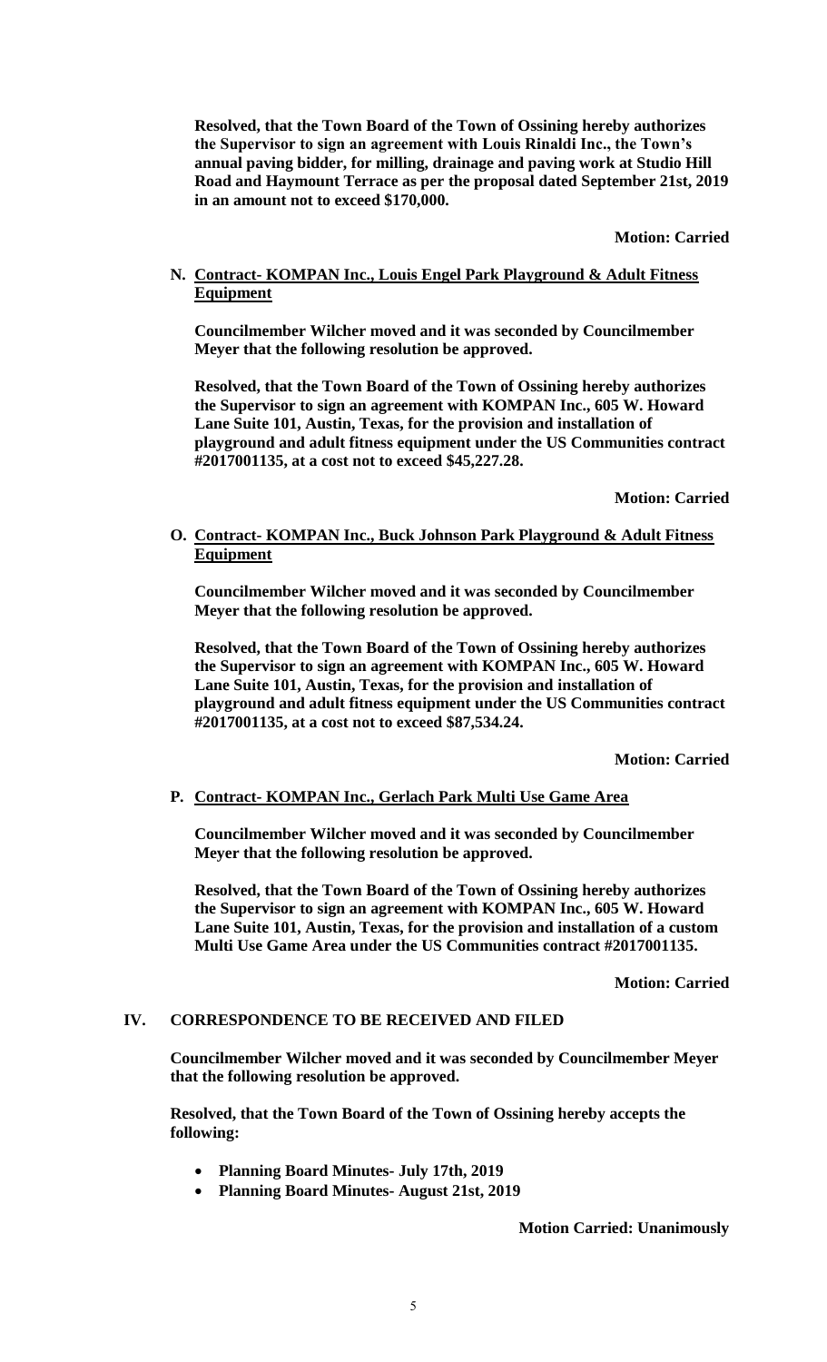**Resolved, that the Town Board of the Town of Ossining hereby authorizes the Supervisor to sign an agreement with Louis Rinaldi Inc., the Town's annual paving bidder, for milling, drainage and paving work at Studio Hill Road and Haymount Terrace as per the proposal dated September 21st, 2019 in an amount not to exceed $170,000.**

**Motion: Carried**

**N. <u>Contract- KOMPAN Inc., Louis Engel Park Playground & Adult Fitness Equipment</u>**

**Councilmember Wilcher moved and it was seconded by Councilmember Meyer that the following resolution be approved.**

**Resolved, that the Town Board of the Town of Ossining hereby authorizes the Supervisor to sign an agreement with KOMPAN Inc., 605 W. Howard Lane Suite 101, Austin, Texas, for the provision and installation of playground and adult fitness equipment under the US Communities contract #2017001135, at a cost not to exceed $45,227.28.**

**Motion: Carried**

**O. <u>Contract- KOMPAN Inc., Buck Johnson Park Playground & Adult Fitness Equipment</u>**

**Councilmember Wilcher moved and it was seconded by Councilmember Meyer that the following resolution be approved.**

**Resolved, that the Town Board of the Town of Ossining hereby authorizes the Supervisor to sign an agreement with KOMPAN Inc., 605 W. Howard Lane Suite 101, Austin, Texas, for the provision and installation of playground and adult fitness equipment under the US Communities contract #2017001135, at a cost not to exceed $87,534.24.**

**Motion: Carried**

**P. <u>Contract- KOMPAN Inc., Gerlach Park Multi Use Game Area</u>**

**Councilmember Wilcher moved and it was seconded by Councilmember Meyer that the following resolution be approved.**

**Resolved, that the Town Board of the Town of Ossining hereby authorizes the Supervisor to sign an agreement with KOMPAN Inc., 605 W. Howard Lane Suite 101, Austin, Texas, for the provision and installation of a custom Multi Use Game Area under the US Communities contract #2017001135.**

**Motion: Carried**

## IV. CORRESPONDENCE TO BE RECEIVED AND FILED

**Councilmember Wilcher moved and it was seconded by Councilmember Meyer that the following resolution be approved.**

**Resolved, that the Town Board of the Town of Ossining hereby accepts the following:**

- **Planning Board Minutes- July 17th, 2019**
- **Planning Board Minutes- August 21st, 2019**

**Motion Carried: Unanimously**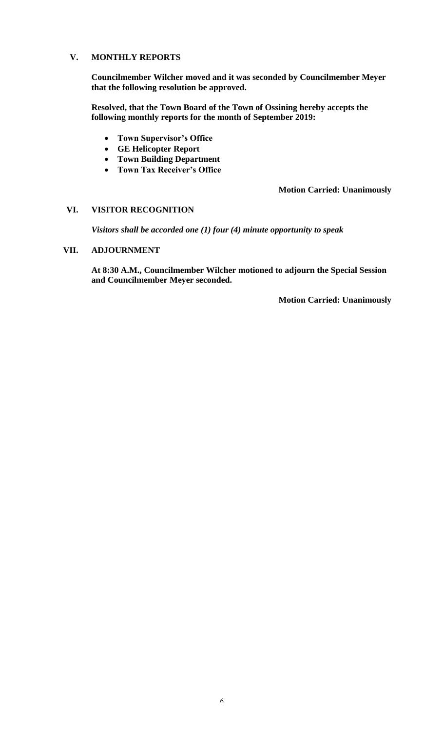## V. MONTHLY REPORTS

**Councilmember Wilcher moved and it was seconded by Councilmember Meyer that the following resolution be approved.**

**Resolved, that the Town Board of the Town of Ossining hereby accepts the following monthly reports for the month of September 2019:**

- **Town Supervisor's Office**
- **GE Helicopter Report**
- **Town Building Department**
- **Town Tax Receiver's Office**

**Motion Carried: Unanimously**

## VI. VISITOR RECOGNITION

***Visitors shall be accorded one (1) four (4) minute opportunity to speak***

## VII. ADJOURNMENT

**At 8:30 A.M., Councilmember Wilcher motioned to adjourn the Special Session and Councilmember Meyer seconded.**

**Motion Carried: Unanimously**